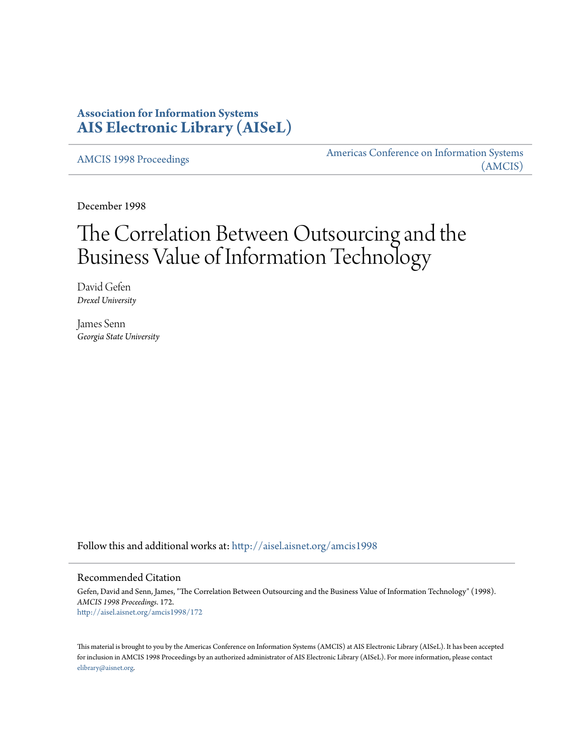**Association for Information Systems**
**AIS Electronic Library (AISeL)**

AMCIS 1998 Proceedings

Americas Conference on Information Systems (AMCIS)

December 1998

# The Correlation Between Outsourcing and the Business Value of Information Technology

David Gefen
*Drexel University*

James Senn
*Georgia State University*

Follow this and additional works at: http://aisel.aisnet.org/amcis1998

## Recommended Citation

Gefen, David and Senn, James, "The Correlation Between Outsourcing and the Business Value of Information Technology" (1998). *AMCIS 1998 Proceedings*. 172.
http://aisel.aisnet.org/amcis1998/172

This material is brought to you by the Americas Conference on Information Systems (AMCIS) at AIS Electronic Library (AISeL). It has been accepted for inclusion in AMCIS 1998 Proceedings by an authorized administrator of AIS Electronic Library (AISeL). For more information, please contact elibrary@aisnet.org.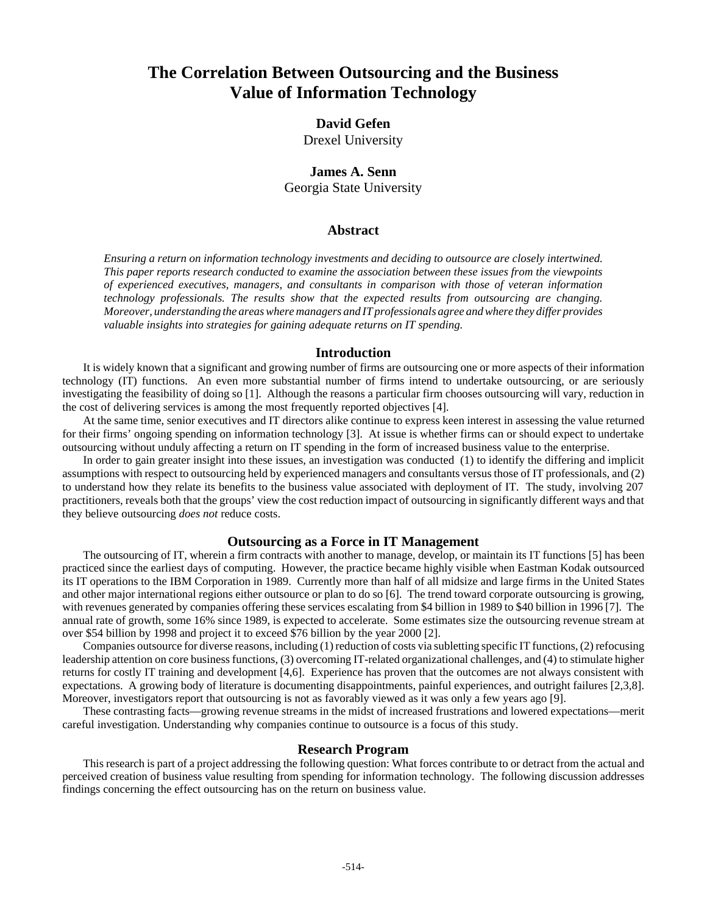# The Correlation Between Outsourcing and the Business Value of Information Technology

**David Gefen**
Drexel University

**James A. Senn**
Georgia State University

## Abstract

*Ensuring a return on information technology investments and deciding to outsource are closely intertwined. This paper reports research conducted to examine the association between these issues from the viewpoints of experienced executives, managers, and consultants in comparison with those of veteran information technology professionals. The results show that the expected results from outsourcing are changing. Moreover, understanding the areas where managers and IT professionals agree and where they differ provides valuable insights into strategies for gaining adequate returns on IT spending.*

## Introduction

It is widely known that a significant and growing number of firms are outsourcing one or more aspects of their information technology (IT) functions. An even more substantial number of firms intend to undertake outsourcing, or are seriously investigating the feasibility of doing so [1]. Although the reasons a particular firm chooses outsourcing will vary, reduction in the cost of delivering services is among the most frequently reported objectives [4].

At the same time, senior executives and IT directors alike continue to express keen interest in assessing the value returned for their firms' ongoing spending on information technology [3]. At issue is whether firms can or should expect to undertake outsourcing without unduly affecting a return on IT spending in the form of increased business value to the enterprise.

In order to gain greater insight into these issues, an investigation was conducted (1) to identify the differing and implicit assumptions with respect to outsourcing held by experienced managers and consultants versus those of IT professionals, and (2) to understand how they relate its benefits to the business value associated with deployment of IT. The study, involving 207 practitioners, reveals both that the groups' view the cost reduction impact of outsourcing in significantly different ways and that they believe outsourcing *does not* reduce costs.

## Outsourcing as a Force in IT Management

The outsourcing of IT, wherein a firm contracts with another to manage, develop, or maintain its IT functions [5] has been practiced since the earliest days of computing. However, the practice became highly visible when Eastman Kodak outsourced its IT operations to the IBM Corporation in 1989. Currently more than half of all midsize and large firms in the United States and other major international regions either outsource or plan to do so [6]. The trend toward corporate outsourcing is growing, with revenues generated by companies offering these services escalating from $4 billion in 1989 to $40 billion in 1996 [7]. The annual rate of growth, some 16% since 1989, is expected to accelerate. Some estimates size the outsourcing revenue stream at over $54 billion by 1998 and project it to exceed $76 billion by the year 2000 [2].

Companies outsource for diverse reasons, including (1) reduction of costs via subletting specific IT functions, (2) refocusing leadership attention on core business functions, (3) overcoming IT-related organizational challenges, and (4) to stimulate higher returns for costly IT training and development [4,6]. Experience has proven that the outcomes are not always consistent with expectations. A growing body of literature is documenting disappointments, painful experiences, and outright failures [2,3,8]. Moreover, investigators report that outsourcing is not as favorably viewed as it was only a few years ago [9].

These contrasting facts—growing revenue streams in the midst of increased frustrations and lowered expectations—merit careful investigation. Understanding why companies continue to outsource is a focus of this study.

## Research Program

This research is part of a project addressing the following question: What forces contribute to or detract from the actual and perceived creation of business value resulting from spending for information technology. The following discussion addresses findings concerning the effect outsourcing has on the return on business value.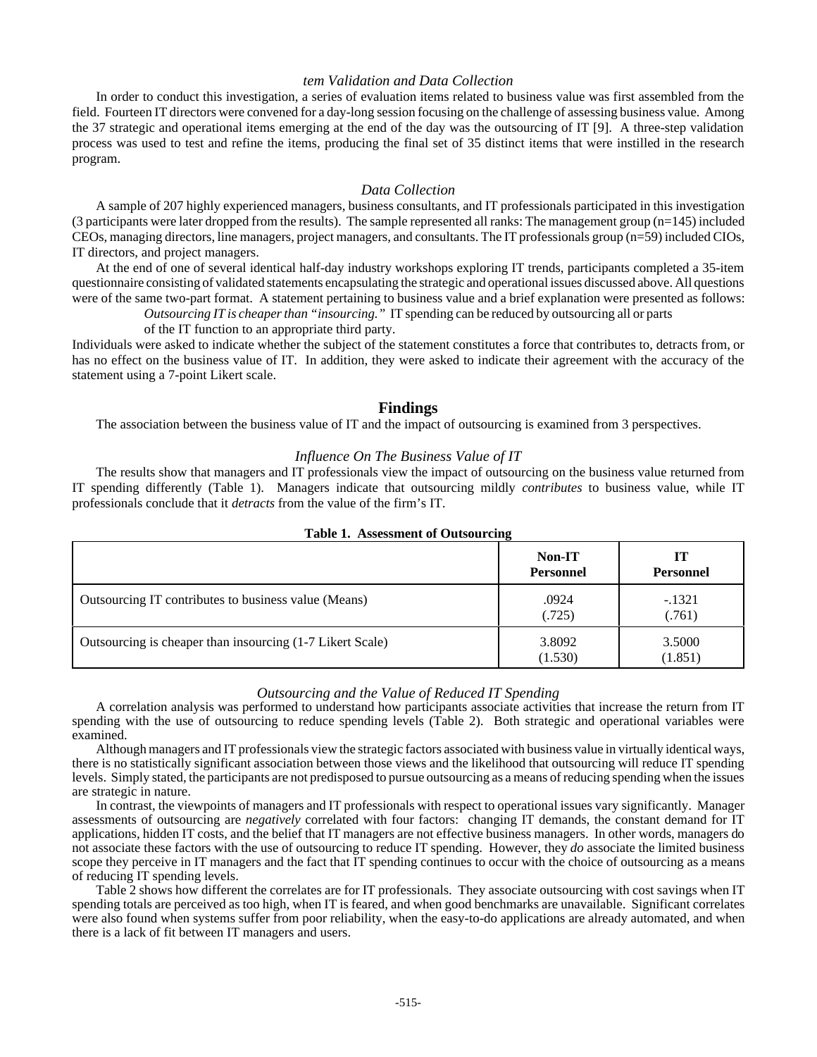### tem Validation and Data Collection

In order to conduct this investigation, a series of evaluation items related to business value was first assembled from the field. Fourteen IT directors were convened for a day-long session focusing on the challenge of assessing business value. Among the 37 strategic and operational items emerging at the end of the day was the outsourcing of IT [9]. A three-step validation process was used to test and refine the items, producing the final set of 35 distinct items that were instilled in the research program.

### Data Collection

A sample of 207 highly experienced managers, business consultants, and IT professionals participated in this investigation (3 participants were later dropped from the results). The sample represented all ranks: The management group (n=145) included CEOs, managing directors, line managers, project managers, and consultants. The IT professionals group (n=59) included CIOs, IT directors, and project managers.

At the end of one of several identical half-day industry workshops exploring IT trends, participants completed a 35-item questionnaire consisting of validated statements encapsulating the strategic and operational issues discussed above. All questions were of the same two-part format. A statement pertaining to business value and a brief explanation were presented as follows:

> *Outsourcing IT is cheaper than "insourcing."* IT spending can be reduced by outsourcing all or parts of the IT function to an appropriate third party.

Individuals were asked to indicate whether the subject of the statement constitutes a force that contributes to, detracts from, or has no effect on the business value of IT. In addition, they were asked to indicate their agreement with the accuracy of the statement using a 7-point Likert scale.

## Findings

The association between the business value of IT and the impact of outsourcing is examined from 3 perspectives.

### Influence On The Business Value of IT

The results show that managers and IT professionals view the impact of outsourcing on the business value returned from IT spending differently (Table 1). Managers indicate that outsourcing mildly *contributes* to business value, while IT professionals conclude that it *detracts* from the value of the firm's IT.

**Table 1. Assessment of Outsourcing**

| | Non-IT Personnel | IT Personnel |
|---|---|---|
| Outsourcing IT contributes to business value (Means) | .0924 (.725) | -.1321 (.761) |
| Outsourcing is cheaper than insourcing (1-7 Likert Scale) | 3.8092 (1.530) | 3.5000 (1.851) |

### Outsourcing and the Value of Reduced IT Spending

A correlation analysis was performed to understand how participants associate activities that increase the return from IT spending with the use of outsourcing to reduce spending levels (Table 2). Both strategic and operational variables were examined.

Although managers and IT professionals view the strategic factors associated with business value in virtually identical ways, there is no statistically significant association between those views and the likelihood that outsourcing will reduce IT spending levels. Simply stated, the participants are not predisposed to pursue outsourcing as a means of reducing spending when the issues are strategic in nature.

In contrast, the viewpoints of managers and IT professionals with respect to operational issues vary significantly. Manager assessments of outsourcing are *negatively* correlated with four factors: changing IT demands, the constant demand for IT applications, hidden IT costs, and the belief that IT managers are not effective business managers. In other words, managers do not associate these factors with the use of outsourcing to reduce IT spending. However, they *do* associate the limited business scope they perceive in IT managers and the fact that IT spending continues to occur with the choice of outsourcing as a means of reducing IT spending levels.

Table 2 shows how different the correlates are for IT professionals. They associate outsourcing with cost savings when IT spending totals are perceived as too high, when IT is feared, and when good benchmarks are unavailable. Significant correlates were also found when systems suffer from poor reliability, when the easy-to-do applications are already automated, and when there is a lack of fit between IT managers and users.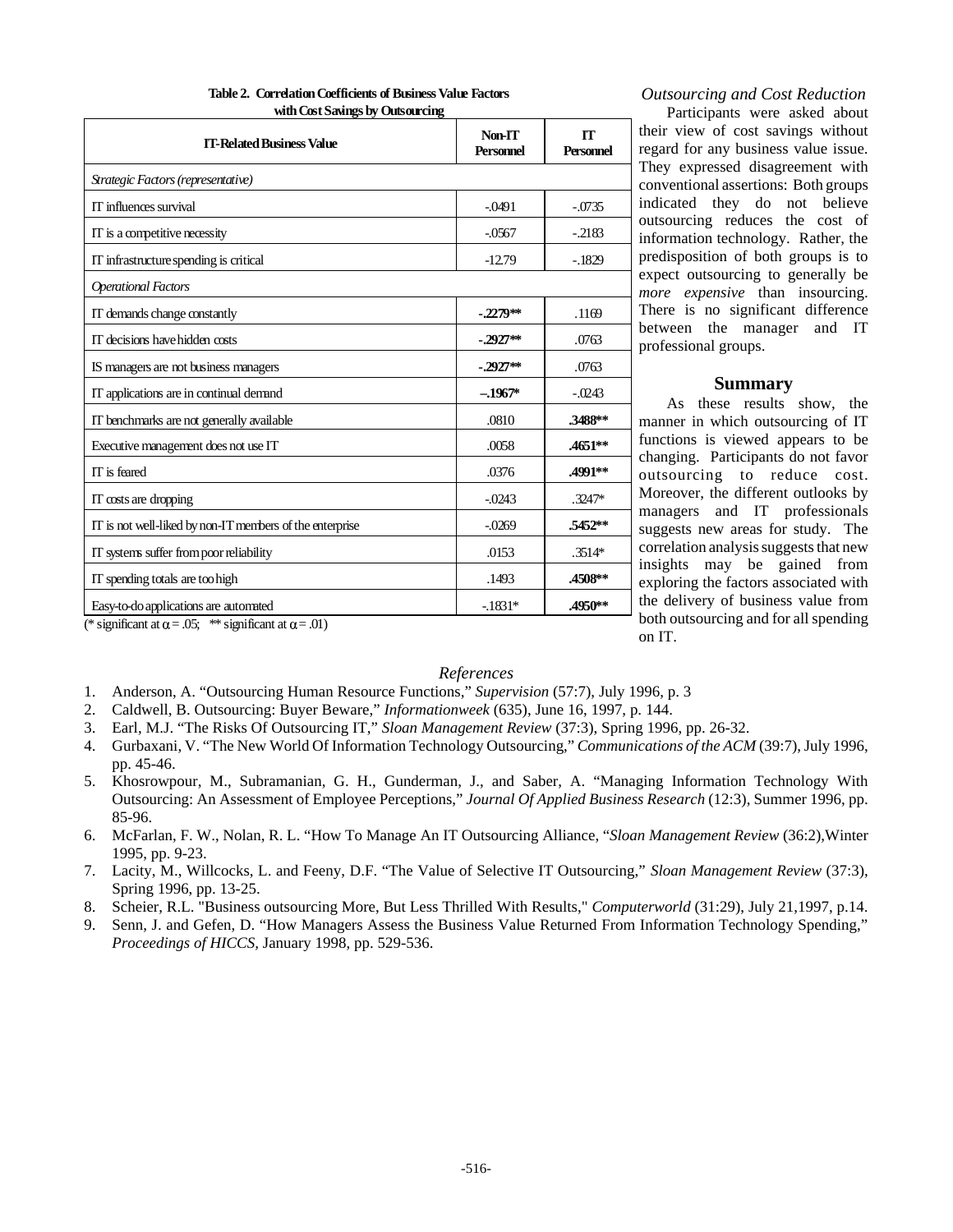**Table 2. Correlation Coefficients of Business Value Factors with Cost Savings by Outsourcing**

| IT-Related Business Value | Non-IT Personnel | IT Personnel |
|---|---|---|
| *Strategic Factors (representative)* | | |
| IT influences survival | -.0491 | -.0735 |
| IT is a competitive necessity | -.0567 | -.2183 |
| IT infrastructure spending is critical | -12.79 | -.1829 |
| *Operational Factors* | | |
| IT demands change constantly | **-.2279**** | .1169 |
| IT decisions have hidden costs | **-.2927**** | .0763 |
| IS managers are not business managers | **-.2927**** | .0763 |
| IT applications are in continual demand | **–.1967*** | -.0243 |
| IT benchmarks are not generally available | .0810 | **.3488**** |
| Executive management does not use IT | .0058 | **.4651**** |
| IT is feared | .0376 | **.4991**** |
| IT costs are dropping | -.0243 | .3247* |
| IT is not well-liked by non-IT members of the enterprise | -.0269 | **.5452**** |
| IT systems suffer from poor reliability | .0153 | .3514* |
| IT spending totals are too high | .1493 | **.4508**** |
| Easy-to-do applications are automated | -.1831* | **.4950**** |

(* significant at $\alpha = .05$; ** significant at $\alpha = .01$)

*Outsourcing and Cost Reduction*

Participants were asked about their view of cost savings without regard for any business value issue. They expressed disagreement with conventional assertions: Both groups indicated they do not believe outsourcing reduces the cost of information technology. Rather, the predisposition of both groups is to expect outsourcing to generally be *more expensive* than insourcing. There is no significant difference between the manager and IT professional groups.

## Summary

As these results show, the manner in which outsourcing of IT functions is viewed appears to be changing. Participants do not favor outsourcing to reduce cost. Moreover, the different outlooks by managers and IT professionals suggests new areas for study. The correlation analysis suggests that new insights may be gained from exploring the factors associated with the delivery of business value from both outsourcing and for all spending on IT.

## *References*

1. Anderson, A. "Outsourcing Human Resource Functions," *Supervision* (57:7), July 1996, p. 3
2. Caldwell, B. Outsourcing: Buyer Beware," *Informationweek* (635), June 16, 1997, p. 144.
3. Earl, M.J. "The Risks Of Outsourcing IT," *Sloan Management Review* (37:3), Spring 1996, pp. 26-32.
4. Gurbaxani, V. "The New World Of Information Technology Outsourcing," *Communications of the ACM* (39:7), July 1996, pp. 45-46.
5. Khosrowpour, M., Subramanian, G. H., Gunderman, J., and Saber, A. "Managing Information Technology With Outsourcing: An Assessment of Employee Perceptions," *Journal Of Applied Business Research* (12:3), Summer 1996, pp. 85-96.
6. McFarlan, F. W., Nolan, R. L. "How To Manage An IT Outsourcing Alliance, "*Sloan Management Review* (36:2),Winter 1995, pp. 9-23.
7. Lacity, M., Willcocks, L. and Feeny, D.F. "The Value of Selective IT Outsourcing," *Sloan Management Review* (37:3), Spring 1996, pp. 13-25.
8. Scheier, R.L. "Business outsourcing More, But Less Thrilled With Results," *Computerworld* (31:29), July 21,1997, p.14.
9. Senn, J. and Gefen, D. "How Managers Assess the Business Value Returned From Information Technology Spending," *Proceedings of HICCS*, January 1998, pp. 529-536.